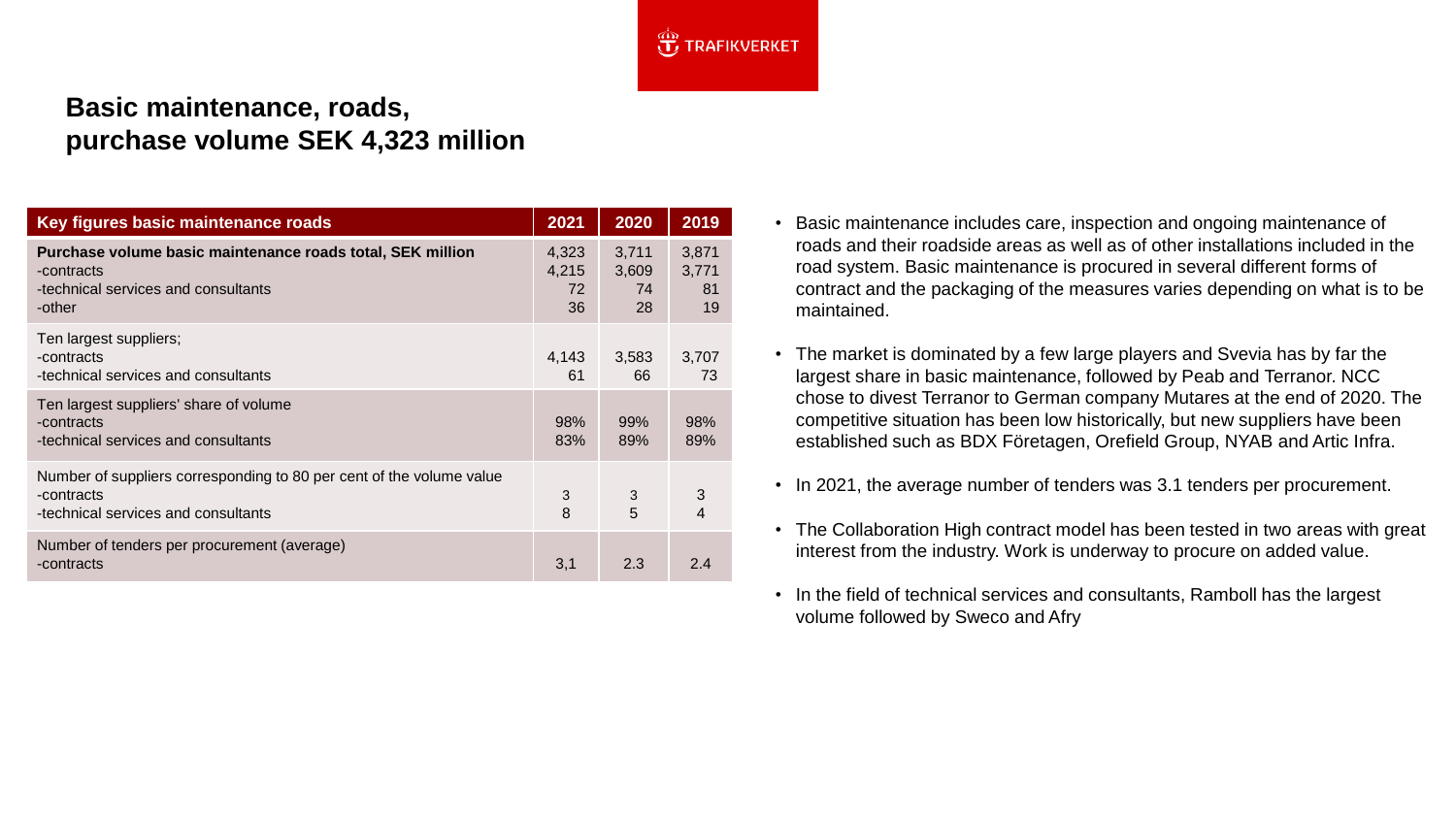## Basic maintenance, roads, purchase volume SEK 4,323 million

| Key figures basic maintenance roads | 2021 | 2020 | 2019 |
|---|---|---|---|
| **Purchase volume basic maintenance roads total, SEK million** | 4,323 | 3,711 | 3,871 |
| -contracts | 4,215 | 3,609 | 3,771 |
| -technical services and consultants | 72 | 74 | 81 |
| -other | 36 | 28 | 19 |
| Ten largest suppliers; | | | |
| -contracts | 4,143 | 3,583 | 3,707 |
| -technical services and consultants | 61 | 66 | 73 |
| Ten largest suppliers' share of volume | | | |
| -contracts | 98% | 99% | 98% |
| -technical services and consultants | 83% | 89% | 89% |
| Number of suppliers corresponding to 80 per cent of the volume value | | | |
| -contracts | 3 | 3 | 3 |
| -technical services and consultants | 8 | 5 | 4 |
| Number of tenders per procurement (average) | | | |
| -contracts | 3,1 | 2.3 | 2.4 |

- Basic maintenance includes care, inspection and ongoing maintenance of roads and their roadside areas as well as of other installations included in the road system. Basic maintenance is procured in several different forms of contract and the packaging of the measures varies depending on what is to be maintained.
- The market is dominated by a few large players and Svevia has by far the largest share in basic maintenance, followed by Peab and Terranor. NCC chose to divest Terranor to German company Mutares at the end of 2020. The competitive situation has been low historically, but new suppliers have been established such as BDX Företagen, Orefield Group, NYAB and Artic Infra.
- In 2021, the average number of tenders was 3.1 tenders per procurement.
- The Collaboration High contract model has been tested in two areas with great interest from the industry. Work is underway to procure on added value.
- In the field of technical services and consultants, Ramboll has the largest volume followed by Sweco and Afry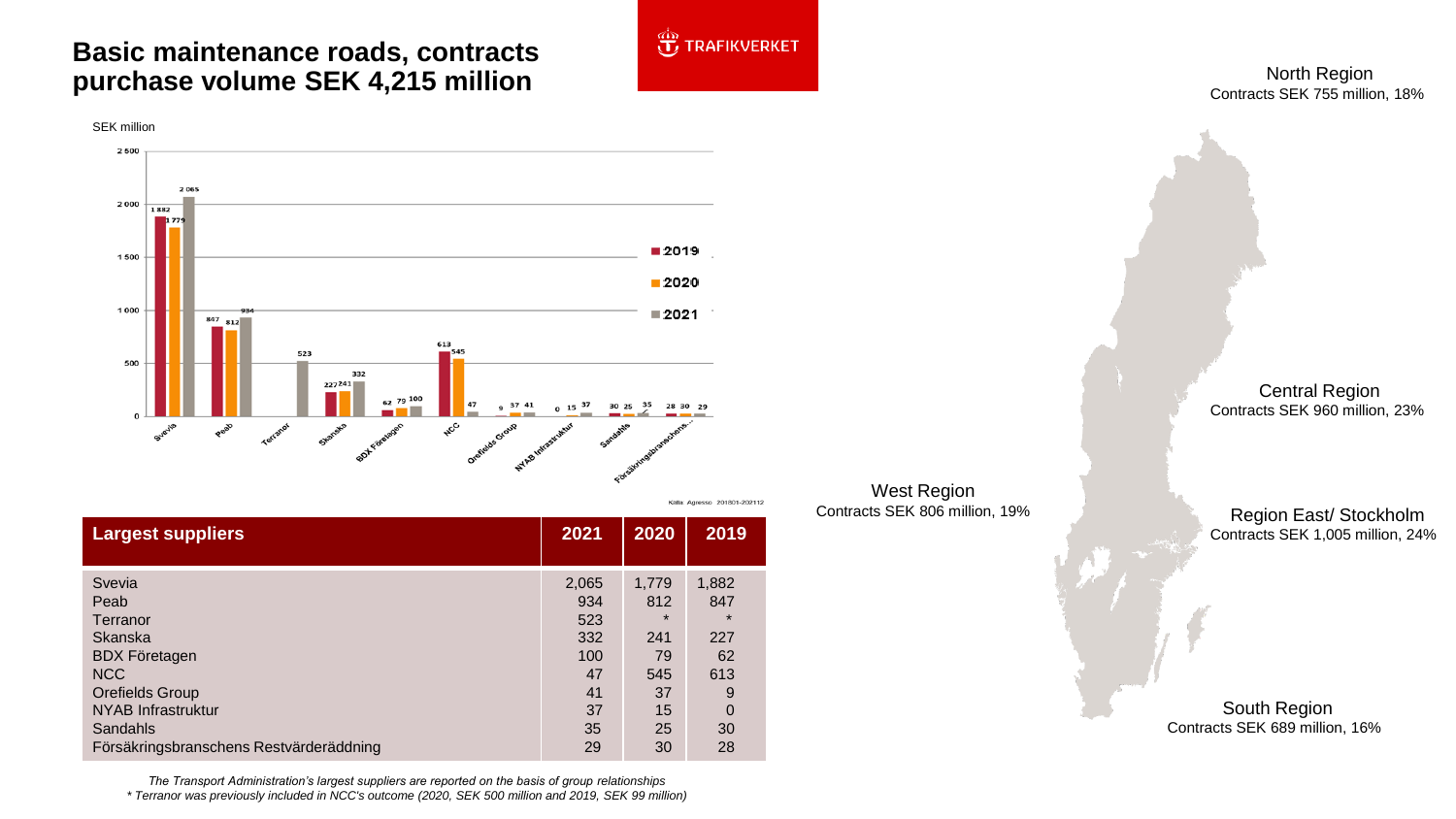# Basic maintenance roads, contracts purchase volume SEK 4,215 million

TRAFIKVERKET

SEK million

Källa: Agresso 201801-202112

| Largest suppliers | 2021 | 2020 | 2019 |
|---|---|---|---|
| Svevia | 2,065 | 1,779 | 1,882 |
| Peab | 934 | 812 | 847 |
| Terranor | 523 | * | * |
| Skanska | 332 | 241 | 227 |
| BDX Företagen | 100 | 79 | 62 |
| NCC | 47 | 545 | 613 |
| Orefields Group | 41 | 37 | 9 |
| NYAB Infrastruktur | 37 | 15 | 0 |
| Sandahls | 35 | 25 | 30 |
| Försäkringsbranschens Restvärderäddning | 29 | 30 | 28 |

*The Transport Administration's largest suppliers are reported on the basis of group relationships*
*\* Terranor was previously included in NCC's outcome (2020, SEK 500 million and 2019, SEK 99 million)*

North Region
Contracts SEK 755 million, 18%

Central Region
Contracts SEK 960 million, 23%

West Region
Contracts SEK 806 million, 19%

Region East/ Stockholm
Contracts SEK 1,005 million, 24%

South Region
Contracts SEK 689 million, 16%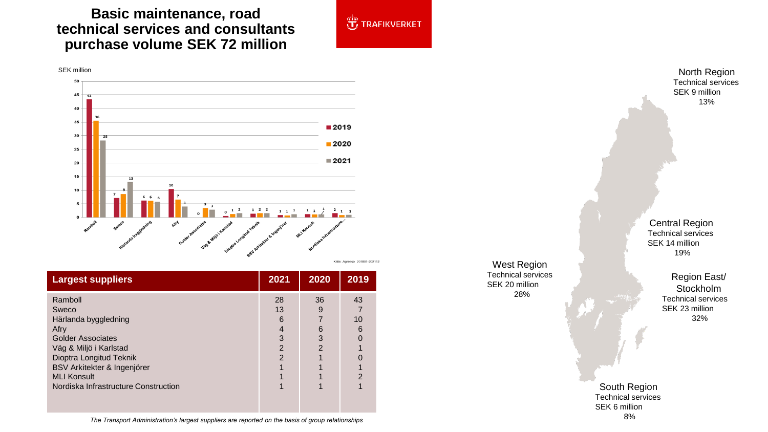# Basic maintenance, road technical services and consultants purchase volume SEK 72 million

TRAFIKVERKET

SEK million

| | 2019 | 2020 | 2021 |
|---|---|---|---|
| Ramboll | 43 | 36 | 28 |
| Sweco | 7 | 9 | 13 |
| Härlanda byggledning | 6 | 6 | 6 |
| Afry | 10 | 7 | 4 |
| Golder Associates | 0 | 3 | 3 |
| Väg & Miljö i Karlstad | 0 | 1 | 2 |
| Dioptra Longitud Teknik | 1 | 2 | 2 |
| BSV Arkitekter & Ingenjörer | 1 | 1 | 1 |
| MLI Konsult | 1 | 1 | 1 |
| Nordiska Infrastructure... | 2 | 1 | 1 |

Källa: Agresso 201801-202112

| Largest suppliers | 2021 | 2020 | 2019 |
|---|---|---|---|
| Ramboll | 28 | 36 | 43 |
| Sweco | 13 | 9 | 7 |
| Härlanda byggledning | 6 | 7 | 10 |
| Afry | 4 | 6 | 6 |
| Golder Associates | 3 | 3 | 0 |
| Väg & Miljö i Karlstad | 2 | 2 | 1 |
| Dioptra Longitud Teknik | 2 | 1 | 0 |
| BSV Arkitekter & Ingenjörer | 1 | 1 | 1 |
| MLI Konsult | 1 | 1 | 2 |
| Nordiska Infrastructure Construction | 1 | 1 | 1 |

*The Transport Administration's largest suppliers are reported on the basis of group relationships*

North Region
Technical services
SEK 9 million
13%

Central Region
Technical services
SEK 14 million
19%

West Region
Technical services
SEK 20 million
28%

Region East/ Stockholm
Technical services
SEK 23 million
32%

South Region
Technical services
SEK 6 million
8%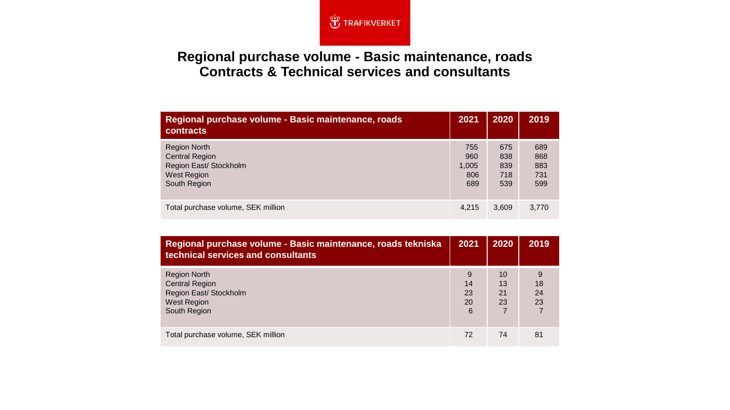TRAFIKVERKET

# Regional purchase volume - Basic maintenance, roads Contracts & Technical services and consultants

| Regional purchase volume - Basic maintenance, roads contracts | 2021 | 2020 | 2019 |
|---|---|---|---|
| Region North | 755 | 675 | 689 |
| Central Region | 960 | 838 | 868 |
| Region East/ Stockholm | 1,005 | 839 | 883 |
| West Region | 806 | 718 | 731 |
| South Region | 689 | 539 | 599 |
| Total purchase volume, SEK million | 4,215 | 3,609 | 3,770 |

| Regional purchase volume - Basic maintenance, roads tekniska technical services and consultants | 2021 | 2020 | 2019 |
|---|---|---|---|
| Region North | 9 | 10 | 9 |
| Central Region | 14 | 13 | 18 |
| Region East/ Stockholm | 23 | 21 | 24 |
| West Region | 20 | 23 | 23 |
| South Region | 6 | 7 | 7 |
| Total purchase volume, SEK million | 72 | 74 | 81 |